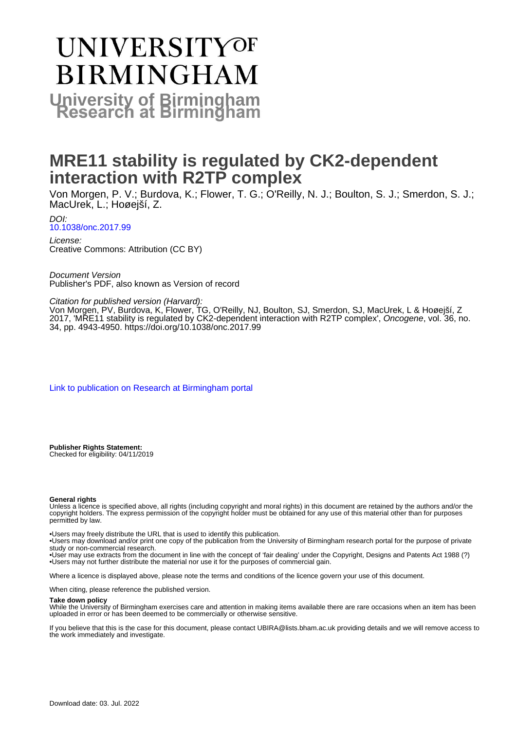# UNIVERSITY OF BIRMINGHAM

**University of Birmingham Research at Birmingham**

# MRE11 stability is regulated by CK2-dependent interaction with R2TP complex

Von Morgen, P. V.; Burdova, K.; Flower, T. G.; O'Reilly, N. J.; Boulton, S. J.; Smerdon, S. J.; MacUrek, L.; Hoøejší, Z.

*DOI:*
[10.1038/onc.2017.99](https://doi.org/10.1038/onc.2017.99)

*License:*
Creative Commons: Attribution (CC BY)

*Document Version*
Publisher's PDF, also known as Version of record

*Citation for published version (Harvard):*
Von Morgen, PV, Burdova, K, Flower, TG, O'Reilly, NJ, Boulton, SJ, Smerdon, SJ, MacUrek, L & Hoøejší, Z 2017, 'MRE11 stability is regulated by CK2-dependent interaction with R2TP complex', *Oncogene*, vol. 36, no. 34, pp. 4943-4950. https://doi.org/10.1038/onc.2017.99

[Link to publication on Research at Birmingham portal]

**Publisher Rights Statement:**
Checked for eligibility: 04/11/2019

**General rights**
Unless a licence is specified above, all rights (including copyright and moral rights) in this document are retained by the authors and/or the copyright holders. The express permission of the copyright holder must be obtained for any use of this material other than for purposes permitted by law.

- Users may freely distribute the URL that is used to identify this publication.
- Users may download and/or print one copy of the publication from the University of Birmingham research portal for the purpose of private study or non-commercial research.
- User may use extracts from the document in line with the concept of 'fair dealing' under the Copyright, Designs and Patents Act 1988 (?)
- Users may not further distribute the material nor use it for the purposes of commercial gain.

Where a licence is displayed above, please note the terms and conditions of the licence govern your use of this document.

When citing, please reference the published version.

**Take down policy**
While the University of Birmingham exercises care and attention in making items available there are rare occasions when an item has been uploaded in error or has been deemed to be commercially or otherwise sensitive.

If you believe that this is the case for this document, please contact UBIRA@lists.bham.ac.uk providing details and we will remove access to the work immediately and investigate.

Download date: 03. Jul. 2022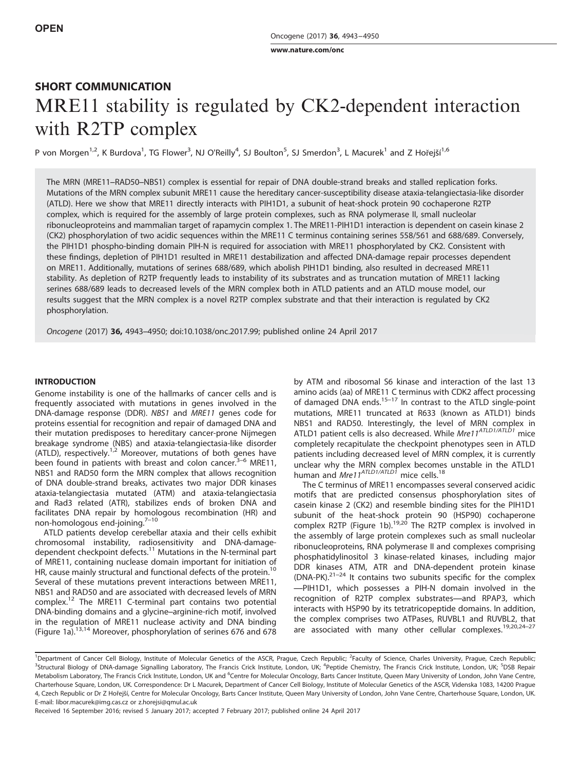OPEN

# SHORT COMMUNICATION

# MRE11 stability is regulated by CK2-dependent interaction with R2TP complex

P von Morgen[1,2], K Burdova[1], TG Flower[3], NJ O'Reilly[4], SJ Boulton[5], SJ Smerdon[3], L Macurek[1] and Z Hořejší[1,6]

The MRN (MRE11–RAD50–NBS1) complex is essential for repair of DNA double-strand breaks and stalled replication forks. Mutations of the MRN complex subunit MRE11 cause the hereditary cancer-susceptibility disease ataxia-telangiectasia-like disorder (ATLD). Here we show that MRE11 directly interacts with PIH1D1, a subunit of heat-shock protein 90 cochaperone R2TP complex, which is required for the assembly of large protein complexes, such as RNA polymerase II, small nucleolar ribonucleoproteins and mammalian target of rapamycin complex 1. The MRE11-PIH1D1 interaction is dependent on casein kinase 2 (CK2) phosphorylation of two acidic sequences within the MRE11 C terminus containing serines 558/561 and 688/689. Conversely, the PIH1D1 phospho-binding domain PIH-N is required for association with MRE11 phosphorylated by CK2. Consistent with these findings, depletion of PIH1D1 resulted in MRE11 destabilization and affected DNA-damage repair processes dependent on MRE11. Additionally, mutations of serines 688/689, which abolish PIH1D1 binding, also resulted in decreased MRE11 stability. As depletion of R2TP frequently leads to instability of its substrates and as truncation mutation of MRE11 lacking serines 688/689 leads to decreased levels of the MRN complex both in ATLD patients and an ATLD mouse model, our results suggest that the MRN complex is a novel R2TP complex substrate and that their interaction is regulated by CK2 phosphorylation.

*Oncogene* (2017) **36**, 4943–4950; doi:10.1038/onc.2017.99; published online 24 April 2017

## INTRODUCTION

Genome instability is one of the hallmarks of cancer cells and is frequently associated with mutations in genes involved in the DNA-damage response (DDR). *NBS1* and *MRE11* genes code for proteins essential for recognition and repair of damaged DNA and their mutation predisposes to hereditary cancer-prone Nijmegen breakage syndrome (NBS) and ataxia-telangiectasia-like disorder (ATLD), respectively.[1,2] Moreover, mutations of both genes have been found in patients with breast and colon cancer.[3–6] MRE11, NBS1 and RAD50 form the MRN complex that allows recognition of DNA double-strand breaks, activates two major DDR kinases ataxia-telangiectasia mutated (ATM) and ataxia-telangiectasia and Rad3 related (ATR), stabilizes ends of broken DNA and facilitates DNA repair by homologous recombination (HR) and non-homologous end-joining.[7–10]

ATLD patients develop cerebellar ataxia and their cells exhibit chromosomal instability, radiosensitivity and DNA-damage-dependent checkpoint defects.[11] Mutations in the N-terminal part of MRE11, containing nuclease domain important for initiation of HR, cause mainly structural and functional defects of the protein.[10] Several of these mutations prevent interactions between MRE11, NBS1 and RAD50 and are associated with decreased levels of MRN complex.[12] The MRE11 C-terminal part contains two potential DNA-binding domains and a glycine–arginine-rich motif, involved in the regulation of MRE11 nuclease activity and DNA binding (Figure 1a).[13,14] Moreover, phosphorylation of serines 676 and 678 by ATM and ribosomal S6 kinase and interaction of the last 13 amino acids (aa) of MRE11 C terminus with CDK2 affect processing of damaged DNA ends.[15–17] In contrast to the ATLD single-point mutations, MRE11 truncated at R633 (known as ATLD1) binds NBS1 and RAD50. Interestingly, the level of MRN complex in ATLD1 patient cells is also decreased. While $Mre11^{ATLD1/ATLD1}$ mice completely recapitulate the checkpoint phenotypes seen in ATLD patients including decreased level of MRN complex, it is currently unclear why the MRN complex becomes unstable in the ATLD1 human and $Mre11^{ATLD1/ATLD1}$ mice cells.[18]

The C terminus of MRE11 encompasses several conserved acidic motifs that are predicted consensus phosphorylation sites of casein kinase 2 (CK2) and resemble binding sites for the PIH1D1 subunit of the heat-shock protein 90 (HSP90) cochaperone complex R2TP (Figure 1b).[19,20] The R2TP complex is involved in the assembly of large protein complexes such as small nucleolar ribonucleoproteins, RNA polymerase II and complexes comprising phosphatidylinositol 3 kinase-related kinases, including major DDR kinases ATM, ATR and DNA-dependent protein kinase (DNA-PK).[21–24] It contains two subunits specific for the complex —PIH1D1, which possesses a PIH-N domain involved in the recognition of R2TP complex substrates—and RPAP3, which interacts with HSP90 by its tetratricopeptide domains. In addition, the complex comprises two ATPases, RUVBL1 and RUVBL2, that are associated with many other cellular complexes.[19,20,24–27]

[1]Department of Cancer Cell Biology, Institute of Molecular Genetics of the ASCR, Prague, Czech Republic; [2]Faculty of Science, Charles University, Prague, Czech Republic; [3]Structural Biology of DNA-damage Signalling Laboratory, The Francis Crick Institute, London, UK; [4]Peptide Chemistry, The Francis Crick Institute, London, UK; [5]DSB Repair Metabolism Laboratory, The Francis Crick Institute, London, UK and [6]Centre for Molecular Oncology, Barts Cancer Institute, Queen Mary University of London, John Vane Centre, Charterhouse Square, London, UK. Correspondence: Dr L Macurek, Department of Cancer Cell Biology, Institute of Molecular Genetics of the ASCR, Videnska 1083, 14200 Prague 4, Czech Republic or Dr Z Hořejší, Centre for Molecular Oncology, Barts Cancer Institute, Queen Mary University of London, John Vane Centre, Charterhouse Square, London, UK. E-mail: libor.macurek@img.cas.cz or z.horejsi@qmul.ac.uk

Received 16 September 2016; revised 5 January 2017; accepted 7 February 2017; published online 24 April 2017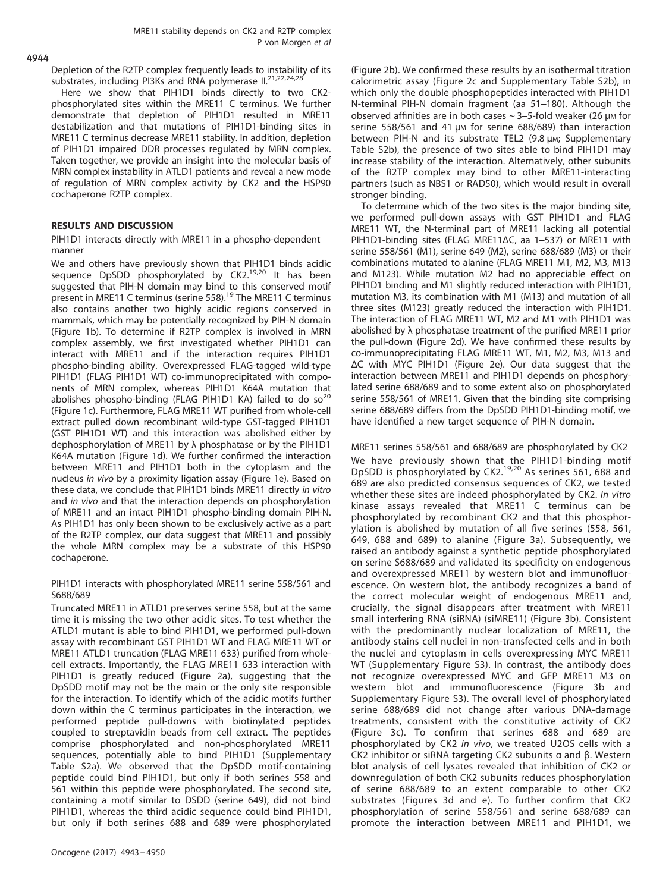Depletion of the R2TP complex frequently leads to instability of its substrates, including PI3Ks and RNA polymerase II.[21,22,24,28]

Here we show that PIH1D1 binds directly to two CK2-phosphorylated sites within the MRE11 C terminus. We further demonstrate that depletion of PIH1D1 resulted in MRE11 destabilization and that mutations of PIH1D1-binding sites in MRE11 C terminus decrease MRE11 stability. In addition, depletion of PIH1D1 impaired DDR processes regulated by MRN complex. Taken together, we provide an insight into the molecular basis of MRN complex instability in ATLD1 patients and reveal a new mode of regulation of MRN complex activity by CK2 and the HSP90 cochaperone R2TP complex.

## RESULTS AND DISCUSSION

### PIH1D1 interacts directly with MRE11 in a phospho-dependent manner

We and others have previously shown that PIH1D1 binds acidic sequence DpSDD phosphorylated by CK2.[19,20] It has been suggested that PIH-N domain may bind to this conserved motif present in MRE11 C terminus (serine 558).[19] The MRE11 C terminus also contains another two highly acidic regions conserved in mammals, which may be potentially recognized by PIH-N domain (Figure 1b). To determine if R2TP complex is involved in MRN complex assembly, we first investigated whether PIH1D1 can interact with MRE11 and if the interaction requires PIH1D1 phospho-binding ability. Overexpressed FLAG-tagged wild-type PIH1D1 (FLAG PIH1D1 WT) co-immunoprecipitated with components of MRN complex, whereas PIH1D1 K64A mutation that abolishes phospho-binding (FLAG PIH1D1 KA) failed to do so[20] (Figure 1c). Furthermore, FLAG MRE11 WT purified from whole-cell extract pulled down recombinant wild-type GST-tagged PIH1D1 (GST PIH1D1 WT) and this interaction was abolished either by dephosphorylation of MRE11 by λ phosphatase or by the PIH1D1 K64A mutation (Figure 1d). We further confirmed the interaction between MRE11 and PIH1D1 both in the cytoplasm and the nucleus *in vivo* by a proximity ligation assay (Figure 1e). Based on these data, we conclude that PIH1D1 binds MRE11 directly *in vitro* and *in vivo* and that the interaction depends on phosphorylation of MRE11 and an intact PIH1D1 phospho-binding domain PIH-N. As PIH1D1 has only been shown to be exclusively active as a part of the R2TP complex, our data suggest that MRE11 and possibly the whole MRN complex may be a substrate of this HSP90 cochaperone.

### PIH1D1 interacts with phosphorylated MRE11 serine 558/561 and S688/689

Truncated MRE11 in ATLD1 preserves serine 558, but at the same time it is missing the two other acidic sites. To test whether the ATLD1 mutant is able to bind PIH1D1, we performed pull-down assay with recombinant GST PIH1D1 WT and FLAG MRE11 WT or MRE11 ATLD1 truncation (FLAG MRE11 633) purified from whole-cell extracts. Importantly, the FLAG MRE11 633 interaction with PIH1D1 is greatly reduced (Figure 2a), suggesting that the DpSDD motif may not be the main or the only site responsible for the interaction. To identify which of the acidic motifs further down within the C terminus participates in the interaction, we performed peptide pull-downs with biotinylated peptides coupled to streptavidin beads from cell extract. The peptides comprise phosphorylated and non-phosphorylated MRE11 sequences, potentially able to bind PIH1D1 (Supplementary Table S2a). We observed that the DpSDD motif-containing peptide could bind PIH1D1, but only if both serines 558 and 561 within this peptide were phosphorylated. The second site, containing a motif similar to DSDD (serine 649), did not bind PIH1D1, whereas the third acidic sequence could bind PIH1D1, but only if both serines 688 and 689 were phosphorylated (Figure 2b). We confirmed these results by an isothermal titration calorimetric assay (Figure 2c and Supplementary Table S2b), in which only the double phosphopeptides interacted with PIH1D1 N-terminal PIH-N domain fragment (aa 51–180). Although the observed affinities are in both cases ~3–5-fold weaker (26 μM for serine 558/561 and 41 μM for serine 688/689) than interaction between PIH-N and its substrate TEL2 (9.8 μM; Supplementary Table S2b), the presence of two sites able to bind PIH1D1 may increase stability of the interaction. Alternatively, other subunits of the R2TP complex may bind to other MRE11-interacting partners (such as NBS1 or RAD50), which would result in overall stronger binding.

To determine which of the two sites is the major binding site, we performed pull-down assays with GST PIH1D1 and FLAG MRE11 WT, the N-terminal part of MRE11 lacking all potential PIH1D1-binding sites (FLAG MRE11ΔC, aa 1–537) or MRE11 with serine 558/561 (M1), serine 649 (M2), serine 688/689 (M3) or their combinations mutated to alanine (FLAG MRE11 M1, M2, M3, M13 and M123). While mutation M2 had no appreciable effect on PIH1D1 binding and M1 slightly reduced interaction with PIH1D1, mutation M3, its combination with M1 (M13) and mutation of all three sites (M123) greatly reduced the interaction with PIH1D1. The interaction of FLAG MRE11 WT, M2 and M1 with PIH1D1 was abolished by λ phosphatase treatment of the purified MRE11 prior the pull-down (Figure 2d). We have confirmed these results by co-immunoprecipitating FLAG MRE11 WT, M1, M2, M3, M13 and ΔC with MYC PIH1D1 (Figure 2e). Our data suggest that the interaction between MRE11 and PIH1D1 depends on phosphorylated serine 688/689 and to some extent also on phosphorylated serine 558/561 of MRE11. Given that the binding site comprising serine 688/689 differs from the DpSDD PIH1D1-binding motif, we have identified a new target sequence of PIH-N domain.

### MRE11 serines 558/561 and 688/689 are phosphorylated by CK2

We have previously shown that the PIH1D1-binding motif DpSDD is phosphorylated by CK2.[19,20] As serines 561, 688 and 689 are also predicted consensus sequences of CK2, we tested whether these sites are indeed phosphorylated by CK2. *In vitro* kinase assays revealed that MRE11 C terminus can be phosphorylated by recombinant CK2 and that this phosphorylation is abolished by mutation of all five serines (558, 561, 649, 688 and 689) to alanine (Figure 3a). Subsequently, we raised an antibody against a synthetic peptide phosphorylated on serine S688/689 and validated its specificity on endogenous and overexpressed MRE11 by western blot and immunofluorescence. On western blot, the antibody recognizes a band of the correct molecular weight of endogenous MRE11 and, crucially, the signal disappears after treatment with MRE11 small interfering RNA (siRNA) (siMRE11) (Figure 3b). Consistent with the predominantly nuclear localization of MRE11, the antibody stains cell nuclei in non-transfected cells and in both the nuclei and cytoplasm in cells overexpressing MYC MRE11 WT (Supplementary Figure S3). In contrast, the antibody does not recognize overexpressed MYC and GFP MRE11 M3 on western blot and immunofluorescence (Figure 3b and Supplementary Figure S3). The overall level of phosphorylated serine 688/689 did not change after various DNA-damage treatments, consistent with the constitutive activity of CK2 (Figure 3c). To confirm that serines 688 and 689 are phosphorylated by CK2 *in vivo*, we treated U2OS cells with a CK2 inhibitor or siRNA targeting CK2 subunits α and β. Western blot analysis of cell lysates revealed that inhibition of CK2 or downregulation of both CK2 subunits reduces phosphorylation of serine 688/689 to an extent comparable to other CK2 substrates (Figures 3d and e). To further confirm that CK2 phosphorylation of serine 558/561 and serine 688/689 can promote the interaction between MRE11 and PIH1D1, we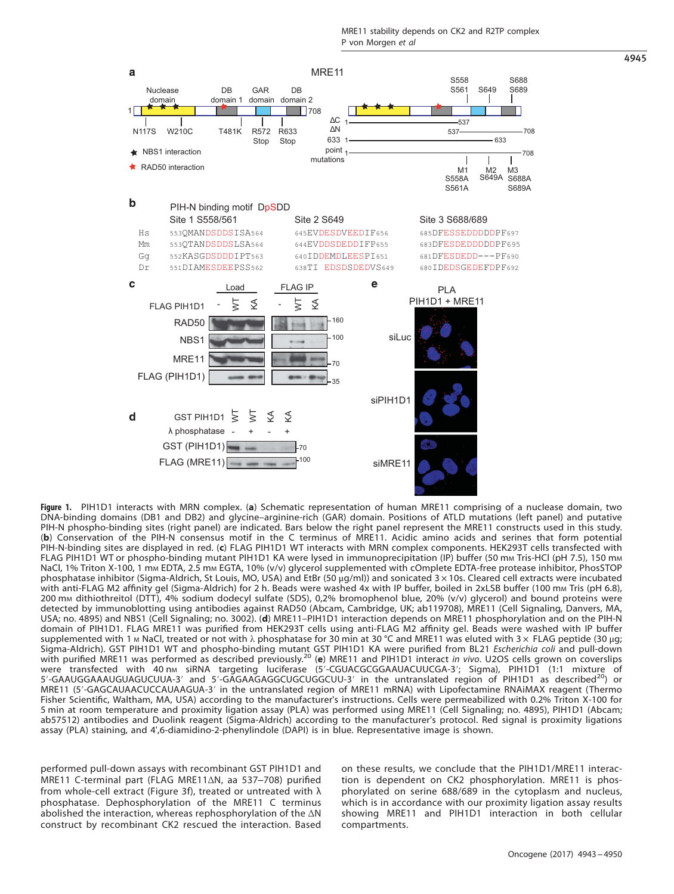**Figure 1.** PIH1D1 interacts with MRN complex. (**a**) Schematic representation of human MRE11 comprising of a nuclease domain, two DNA-binding domains (DB1 and DB2) and glycine–arginine-rich (GAR) domain. Positions of ATLD mutations (left panel) and putative PIH-N phospho-binding sites (right panel) are indicated. Bars below the right panel represent the MRE11 constructs used in this study. (**b**) Conservation of the PIH-N consensus motif in the C terminus of MRE11. Acidic amino acids and serines that form potential PIH-N-binding sites are displayed in red. (**c**) FLAG PIH1D1 WT interacts with MRN complex components. HEK293T cells transfected with FLAG PIH1D1 WT or phospho-binding mutant PIH1D1 KA were lysed in immunoprecipitation (IP) buffer (50 mM Tris-HCl (pH 7.5), 150 mM NaCl, 1% Triton X-100, 1 mM EDTA, 2.5 mM EGTA, 10% (v/v) glycerol supplemented with cOmplete EDTA-free protease inhibitor, PhosSTOP phosphatase inhibitor (Sigma-Aldrich, St Louis, MO, USA) and EtBr (50 μg/ml)) and sonicated 3 × 10s. Cleared cell extracts were incubated with anti-FLAG M2 affinity gel (Sigma-Aldrich) for 2 h. Beads were washed 4x with IP buffer, boiled in 2xLSB buffer (100 mM Tris (pH 6.8), 200 mM dithiothreitol (DTT), 4% sodium dodecyl sulfate (SDS), 0,2% bromophenol blue, 20% (v/v) glycerol) and bound proteins were detected by immunoblotting using antibodies against RAD50 (Abcam, Cambridge, UK; ab119708), MRE11 (Cell Signaling, Danvers, MA, USA; no. 4895) and NBS1 (Cell Signaling; no. 3002). (**d**) MRE11–PIH1D1 interaction depends on MRE11 phosphorylation and on the PIH-N domain of PIH1D1. FLAG MRE11 was purified from HEK293T cells using anti-FLAG M2 affinity gel. Beads were washed with IP buffer supplemented with 1 M NaCl, treated or not with λ phosphatase for 30 min at 30 °C and MRE11 was eluted with 3 × FLAG peptide (30 μg; Sigma-Aldrich). GST PIH1D1 WT and phospho-binding mutant GST PIH1D1 KA were purified from BL21 *Escherichia coli* and pull-down with purified MRE11 was performed as described previously.[20] (**e**) MRE11 and PIH1D1 interact *in vivo*. U2OS cells grown on coverslips were transfected with 40 nM siRNA targeting luciferase (5′-CGUACGCGGAAUACUUCGA-3′; Sigma), PIH1D1 (1:1 mixture of 5′-GAAUGGAAAUGUAGUCUUA-3′ and 5′-GAGAAGAGGCUGCUGGCUU-3′ in the untranslated region of PIH1D1 as described[20]) or MRE11 (5′-GAGCAUAACUCCAUAAGUA-3′ in the untranslated region of MRE11 mRNA) with Lipofectamine RNAiMAX reagent (Thermo Fisher Scientific, Waltham, MA, USA) according to the manufacturer's instructions. Cells were permeabilized with 0.2% Triton X-100 for 5 min at room temperature and proximity ligation assay (PLA) was performed using MRE11 (Cell Signaling; no. 4895), PIH1D1 (Abcam; ab57512) antibodies and Duolink reagent (Sigma-Aldrich) according to the manufacturer's protocol. Red signal is proximity ligations assay (PLA) staining, and 4′,6-diamidino-2-phenylindole (DAPI) is in blue. Representative image is shown.

performed pull-down assays with recombinant GST PIH1D1 and MRE11 C-terminal part (FLAG MRE11ΔN, aa 537–708) purified from whole-cell extract (Figure 3f), treated or untreated with λ phosphatase. Dephosphorylation of the MRE11 C terminus abolished the interaction, whereas rephosphorylation of the ΔN construct by recombinant CK2 rescued the interaction. Based on these results, we conclude that the PIH1D1/MRE11 interaction is dependent on CK2 phosphorylation. MRE11 is phosphorylated on serine 688/689 in the cytoplasm and nucleus, which is in accordance with our proximity ligation assay results showing MRE11 and PIH1D1 interaction in both cellular compartments.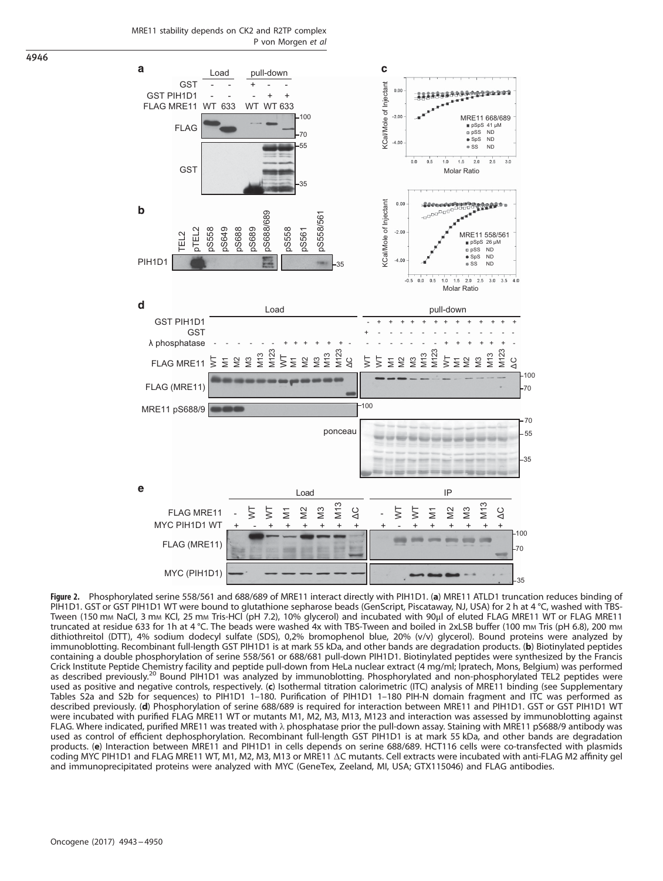**Figure 2.** Phosphorylated serine 558/561 and 688/689 of MRE11 interact directly with PIH1D1. (**a**) MRE11 ATLD1 truncation reduces binding of PIH1D1. GST or GST PIH1D1 WT were bound to glutathione sepharose beads (GenScript, Piscataway, NJ, USA) for 2 h at 4 °C, washed with TBS-Tween (150 mM NaCl, 3 mM KCl, 25 mM Tris-HCl (pH 7.2), 10% glycerol) and incubated with 90μl of eluted FLAG MRE11 WT or FLAG MRE11 truncated at residue 633 for 1h at 4 °C. The beads were washed 4x with TBS-Tween and boiled in 2xLSB buffer (100 mM Tris (pH 6.8), 200 mM dithiothreitol (DTT), 4% sodium dodecyl sulfate (SDS), 0,2% bromophenol blue, 20% (v/v) glycerol). Bound proteins were analyzed by immunoblotting. Recombinant full-length GST PIH1D1 is at mark 55 kDa, and other bands are degradation products. (**b**) Biotinylated peptides containing a double phosphorylation of serine 558/561 or 688/681 pull-down PIH1D1. Biotinylated peptides were synthesized by the Francis Crick Institute Peptide Chemistry facility and peptide pull-down from HeLa nuclear extract (4 mg/ml; Ipratech, Mons, Belgium) was performed as described previously.[20] Bound PIH1D1 was analyzed by immunoblotting. Phosphorylated and non-phosphorylated TEL2 peptides were used as positive and negative controls, respectively. (**c**) Isothermal titration calorimetric (ITC) analysis of MRE11 binding (see Supplementary Tables S2a and S2b for sequences) to PIH1D1 1–180. Purification of PIH1D1 1–180 PIH-N domain fragment and ITC was performed as described previously. (**d**) Phosphorylation of serine 688/689 is required for interaction between MRE11 and PIH1D1. GST or GST PIH1D1 WT were incubated with purified FLAG MRE11 WT or mutants M1, M2, M3, M13, M123 and interaction was assessed by immunoblotting against FLAG. Where indicated, purified MRE11 was treated with λ phosphatase prior the pull-down assay. Staining with MRE11 pS688/9 antibody was used as control of efficient dephosphorylation. Recombinant full-length GST PIH1D1 is at mark 55 kDa, and other bands are degradation products. (**e**) Interaction between MRE11 and PIH1D1 in cells depends on serine 688/689. HCT116 cells were co-transfected with plasmids coding MYC PIH1D1 and FLAG MRE11 WT, M1, M2, M3, M13 or MRE11 ΔC mutants. Cell extracts were incubated with anti-FLAG M2 affinity gel and immunoprecipitated proteins were analyzed with MYC (GeneTex, Zeeland, MI, USA; GTX115046) and FLAG antibodies.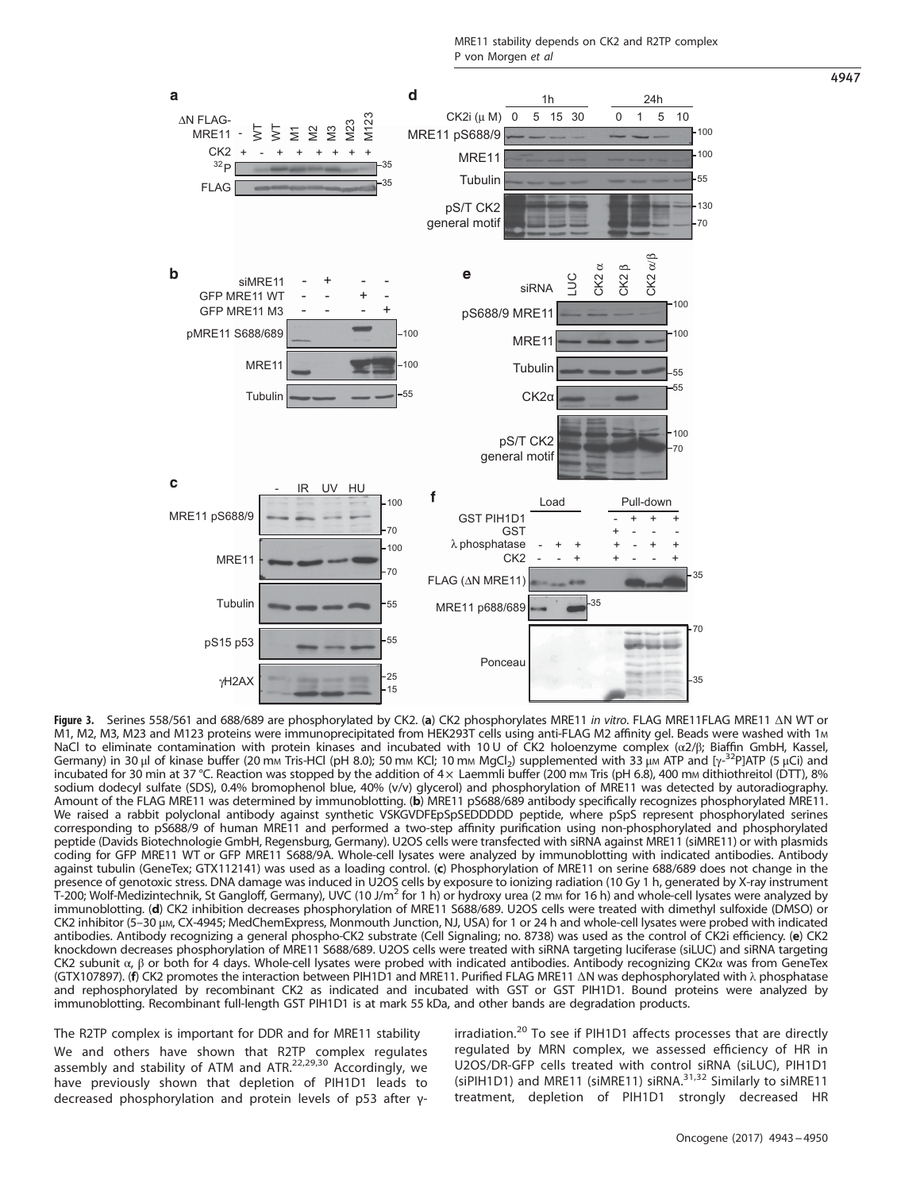**Figure 3.** Serines 558/561 and 688/689 are phosphorylated by CK2. (**a**) CK2 phosphorylates MRE11 *in vitro*. FLAG MRE11FLAG MRE11 ΔN WT or M1, M2, M3, M23 and M123 proteins were immunoprecipitated from HEK293T cells using anti-FLAG M2 affinity gel. Beads were washed with 1M NaCl to eliminate contamination with protein kinases and incubated with 10 U of CK2 holoenzyme complex (α2/β; Biaffin GmbH, Kassel, Germany) in 30 μl of kinase buffer (20 mM Tris-HCl (pH 8.0); 50 mM KCl; 10 mM $MgCl_2$) supplemented with 33 μM ATP and [γ-$^{32}$P]ATP (5 μCi) and incubated for 30 min at 37 °C. Reaction was stopped by the addition of 4× Laemmli buffer (200 mM Tris (pH 6.8), 400 mM dithiothreitol (DTT), 8% sodium dodecyl sulfate (SDS), 0.4% bromophenol blue, 40% (v/v) glycerol) and phosphorylation of MRE11 was detected by autoradiography. Amount of the FLAG MRE11 was determined by immunoblotting. (**b**) MRE11 pS688/689 antibody specifically recognizes phosphorylated MRE11. We raised a rabbit polyclonal antibody against synthetic VSKGVDFEpSpSEDDDDD peptide, where pSpS represent phosphorylated serines corresponding to pS688/9 of human MRE11 and performed a two-step affinity purification using non-phosphorylated and phosphorylated peptide (Davids Biotechnologie GmbH, Regensburg, Germany). U2OS cells were transfected with siRNA against MRE11 (siMRE11) or with plasmids coding for GFP MRE11 WT or GFP MRE11 S688/9A. Whole-cell lysates were analyzed by immunoblotting with indicated antibodies. Antibody against tubulin (GeneTex; GTX112141) was used as a loading control. (**c**) Phosphorylation of MRE11 on serine 688/689 does not change in the presence of genotoxic stress. DNA damage was induced in U2OS cells by exposure to ionizing radiation (10 Gy 1 h, generated by X-ray instrument T-200; Wolf-Medizintechnik, St Gangloff, Germany), UVC (10 J/$m^2$ for 1 h) or hydroxy urea (2 mM for 16 h) and whole-cell lysates were analyzed by immunoblotting. (**d**) CK2 inhibition decreases phosphorylation of MRE11 S688/689. U2OS cells were treated with dimethyl sulfoxide (DMSO) or CK2 inhibitor (5–30 μM, CX-4945; MedChemExpress, Monmouth Junction, NJ, USA) for 1 or 24 h and whole-cell lysates were probed with indicated antibodies. Antibody recognizing a general phospho-CK2 substrate (Cell Signaling; no. 8738) was used as the control of CK2i efficiency. (**e**) CK2 knockdown decreases phosphorylation of MRE11 S688/689. U2OS cells were treated with siRNA targeting luciferase (siLUC) and siRNA targeting CK2 subunit α, β or both for 4 days. Whole-cell lysates were probed with indicated antibodies. Antibody recognizing CK2α was from GeneTex (GTX107897). (**f**) CK2 promotes the interaction between PIH1D1 and MRE11. Purified FLAG MRE11 ΔN was dephosphorylated with λ phosphatase and rephosphorylated by recombinant CK2 as indicated and incubated with GST or GST PIH1D1. Bound proteins were analyzed by immunoblotting. Recombinant full-length GST PIH1D1 is at mark 55 kDa, and other bands are degradation products.

### The R2TP complex is important for DDR and for MRE11 stability

We and others have shown that R2TP complex regulates assembly and stability of ATM and ATR.[22,29,30] Accordingly, we have previously shown that depletion of PIH1D1 leads to decreased phosphorylation and protein levels of p53 after γ-irradiation.[20] To see if PIH1D1 affects processes that are directly regulated by MRN complex, we assessed efficiency of HR in U2OS/DR-GFP cells treated with control siRNA (siLUC), PIH1D1 (siPIH1D1) and MRE11 (siMRE11) siRNA.[31,32] Similarly to siMRE11 treatment, depletion of PIH1D1 strongly decreased HR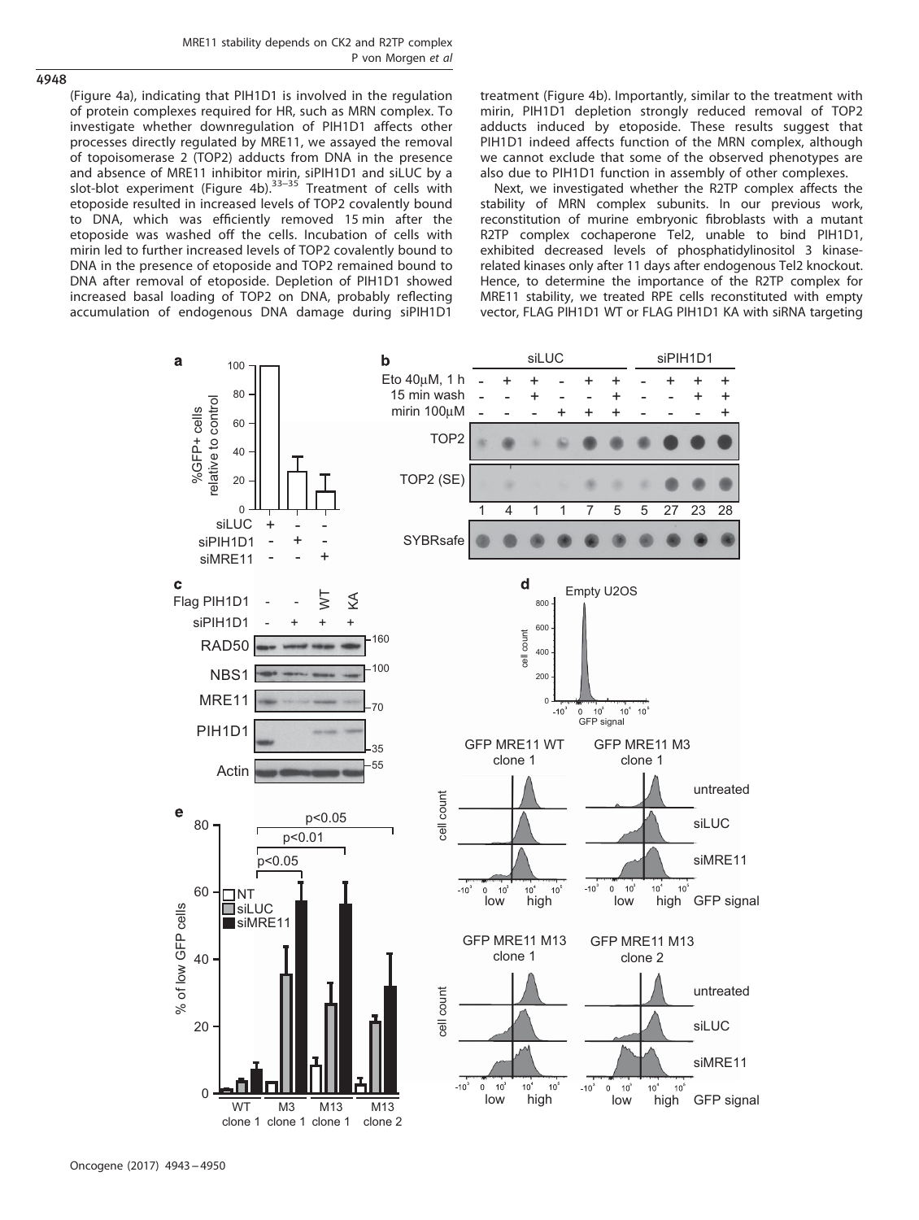(Figure 4a), indicating that PIH1D1 is involved in the regulation of protein complexes required for HR, such as MRN complex. To investigate whether downregulation of PIH1D1 affects other processes directly regulated by MRE11, we assayed the removal of topoisomerase 2 (TOP2) adducts from DNA in the presence and absence of MRE11 inhibitor mirin, siPIH1D1 and siLUC by a slot-blot experiment (Figure 4b).[33–35] Treatment of cells with etoposide resulted in increased levels of TOP2 covalently bound to DNA, which was efficiently removed 15 min after the etoposide was washed off the cells. Incubation of cells with mirin led to further increased levels of TOP2 covalently bound to DNA in the presence of etoposide and TOP2 remained bound to DNA after removal of etoposide. Depletion of PIH1D1 showed increased basal loading of TOP2 on DNA, probably reflecting accumulation of endogenous DNA damage during siPIH1D1 treatment (Figure 4b). Importantly, similar to the treatment with mirin, PIH1D1 depletion strongly reduced removal of TOP2 adducts induced by etoposide. These results suggest that PIH1D1 indeed affects function of the MRN complex, although we cannot exclude that some of the observed phenotypes are also due to PIH1D1 function in assembly of other complexes.

Next, we investigated whether the R2TP complex affects the stability of MRN complex subunits. In our previous work, reconstitution of murine embryonic fibroblasts with a mutant R2TP complex cochaperone Tel2, unable to bind PIH1D1, exhibited decreased levels of phosphatidylinositol 3 kinase-related kinases only after 11 days after endogenous Tel2 knockout. Hence, to determine the importance of the R2TP complex for MRE11 stability, we treated RPE cells reconstituted with empty vector, FLAG PIH1D1 WT or FLAG PIH1D1 KA with siRNA targeting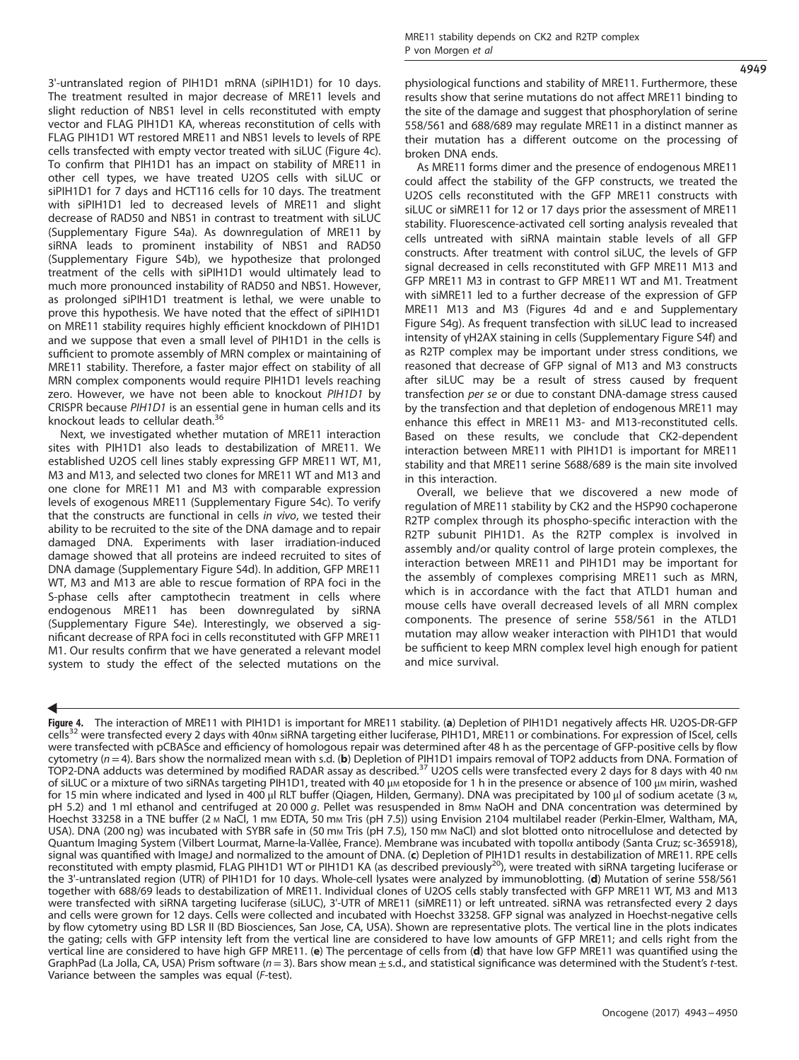3'-untranslated region of PIH1D1 mRNA (siPIH1D1) for 10 days. The treatment resulted in major decrease of MRE11 levels and slight reduction of NBS1 level in cells reconstituted with empty vector and FLAG PIH1D1 KA, whereas reconstitution of cells with FLAG PIH1D1 WT restored MRE11 and NBS1 levels to levels of RPE cells transfected with empty vector treated with siLUC (Figure 4c). To confirm that PIH1D1 has an impact on stability of MRE11 in other cell types, we have treated U2OS cells with siLUC or siPIH1D1 for 7 days and HCT116 cells for 10 days. The treatment with siPIH1D1 led to decreased levels of MRE11 and slight decrease of RAD50 and NBS1 in contrast to treatment with siLUC (Supplementary Figure S4a). As downregulation of MRE11 by siRNA leads to prominent instability of NBS1 and RAD50 (Supplementary Figure S4b), we hypothesize that prolonged treatment of the cells with siPIH1D1 would ultimately lead to much more pronounced instability of RAD50 and NBS1. However, as prolonged siPIH1D1 treatment is lethal, we were unable to prove this hypothesis. We have noted that the effect of siPIH1D1 on MRE11 stability requires highly efficient knockdown of PIH1D1 and we suppose that even a small level of PIH1D1 in the cells is sufficient to promote assembly of MRN complex or maintaining of MRE11 stability. Therefore, a faster major effect on stability of all MRN complex components would require PIH1D1 levels reaching zero. However, we have not been able to knockout *PIH1D1* by CRISPR because *PIH1D1* is an essential gene in human cells and its knockout leads to cellular death.[36]

Next, we investigated whether mutation of MRE11 interaction sites with PIH1D1 also leads to destabilization of MRE11. We established U2OS cell lines stably expressing GFP MRE11 WT, M1, M3 and M13, and selected two clones for MRE11 WT and M13 and one clone for MRE11 M1 and M3 with comparable expression levels of exogenous MRE11 (Supplementary Figure S4c). To verify that the constructs are functional in cells *in vivo*, we tested their ability to be recruited to the site of the DNA damage and to repair damaged DNA. Experiments with laser irradiation-induced damage showed that all proteins are indeed recruited to sites of DNA damage (Supplementary Figure S4d). In addition, GFP MRE11 WT, M3 and M13 are able to rescue formation of RPA foci in the S-phase cells after camptothecin treatment in cells where endogenous MRE11 has been downregulated by siRNA (Supplementary Figure S4e). Interestingly, we observed a significant decrease of RPA foci in cells reconstituted with GFP MRE11 M1. Our results confirm that we have generated a relevant model system to study the effect of the selected mutations on the physiological functions and stability of MRE11. Furthermore, these results show that serine mutations do not affect MRE11 binding to the site of the damage and suggest that phosphorylation of serine 558/561 and 688/689 may regulate MRE11 in a distinct manner as their mutation has a different outcome on the processing of broken DNA ends.

As MRE11 forms dimer and the presence of endogenous MRE11 could affect the stability of the GFP constructs, we treated the U2OS cells reconstituted with the GFP MRE11 constructs with siLUC or siMRE11 for 12 or 17 days prior the assessment of MRE11 stability. Fluorescence-activated cell sorting analysis revealed that cells untreated with siRNA maintain stable levels of all GFP constructs. After treatment with control siLUC, the levels of GFP signal decreased in cells reconstituted with GFP MRE11 M13 and GFP MRE11 M3 in contrast to GFP MRE11 WT and M1. Treatment with siMRE11 led to a further decrease of the expression of GFP MRE11 M13 and M3 (Figures 4d and e and Supplementary Figure S4g). As frequent transfection with siLUC lead to increased intensity of γH2AX staining in cells (Supplementary Figure S4f) and as R2TP complex may be important under stress conditions, we reasoned that decrease of GFP signal of M13 and M3 constructs after siLUC may be a result of stress caused by frequent transfection *per se* or due to constant DNA-damage stress caused by the transfection and that depletion of endogenous MRE11 may enhance this effect in MRE11 M3- and M13-reconstituted cells. Based on these results, we conclude that CK2-dependent interaction between MRE11 with PIH1D1 is important for MRE11 stability and that MRE11 serine S688/689 is the main site involved in this interaction.

Overall, we believe that we discovered a new mode of regulation of MRE11 stability by CK2 and the HSP90 cochaperone R2TP complex through its phospho-specific interaction with the R2TP subunit PIH1D1. As the R2TP complex is involved in assembly and/or quality control of large protein complexes, the interaction between MRE11 and PIH1D1 may be important for the assembly of complexes comprising MRE11 such as MRN, which is in accordance with the fact that ATLD1 human and mouse cells have overall decreased levels of all MRN complex components. The presence of serine 558/561 in the ATLD1 mutation may allow weaker interaction with PIH1D1 that would be sufficient to keep MRN complex level high enough for patient and mice survival.

**Figure 4.** The interaction of MRE11 with PIH1D1 is important for MRE11 stability. (**a**) Depletion of PIH1D1 negatively affects HR. U2OS-DR-GFP cells[32] were transfected every 2 days with 40nM siRNA targeting either luciferase, PIH1D1, MRE11 or combinations. For expression of ISceI, cells were transfected with pCBASce and efficiency of homologous repair was determined after 48 h as the percentage of GFP-positive cells by flow cytometry ($n=4$). Bars show the normalized mean with s.d. (**b**) Depletion of PIH1D1 impairs removal of TOP2 adducts from DNA. Formation of TOP2-DNA adducts was determined by modified RADAR assay as described.[37] U2OS cells were transfected every 2 days for 8 days with 40 nM of siLUC or a mixture of two siRNAs targeting PIH1D1, treated with 40 μM etoposide for 1 h in the presence or absence of 100 μM mirin, washed for 15 min where indicated and lysed in 400 μl RLT buffer (Qiagen, Hilden, Germany). DNA was precipitated by 100 μl of sodium acetate (3 M, pH 5.2) and 1 ml ethanol and centrifuged at 20 000 *g*. Pellet was resuspended in 8mM NaOH and DNA concentration was determined by Hoechst 33258 in a TNE buffer (2 M NaCl, 1 mM EDTA, 50 mM Tris (pH 7.5)) using Envision 2104 multilabel reader (Perkin-Elmer, Waltham, MA, USA). DNA (200 ng) was incubated with SYBR safe in (50 mM Tris (pH 7.5), 150 mM NaCl) and slot blotted onto nitrocellulose and detected by Quantum Imaging System (Vilbert Lourmat, Marne-la-Vallée, France). Membrane was incubated with topoIIα antibody (Santa Cruz; sc-365918), signal was quantified with ImageJ and normalized to the amount of DNA. (**c**) Depletion of PIH1D1 results in destabilization of MRE11. RPE cells reconstituted with empty plasmid, FLAG PIH1D1 WT or PIH1D1 KA (as described previously[20]), were treated with siRNA targeting luciferase or the 3'-untranslated region (UTR) of PIH1D1 for 10 days. Whole-cell lysates were analyzed by immunoblotting. (**d**) Mutation of serine 558/561 together with 688/69 leads to destabilization of MRE11. Individual clones of U2OS cells stably transfected with GFP MRE11 WT, M3 and M13 were transfected with siRNA targeting luciferase (siLUC), 3'-UTR of MRE11 (siMRE11) or left untreated. siRNA was retransfected every 2 days and cells were grown for 12 days. Cells were collected and incubated with Hoechst 33258. GFP signal was analyzed in Hoechst-negative cells by flow cytometry using BD LSR II (BD Biosciences, San Jose, CA, USA). Shown are representative plots. The vertical line in the plots indicates the gating; cells with GFP intensity left from the vertical line are considered to have low amounts of GFP MRE11; and cells right from the vertical line are considered to have high GFP MRE11. (**e**) The percentage of cells from (**d**) that have low GFP MRE11 was quantified using the GraphPad (La Jolla, CA, USA) Prism software ($n=3$). Bars show mean ± s.d., and statistical significance was determined with the Student's *t*-test. Variance between the samples was equal (*F*-test).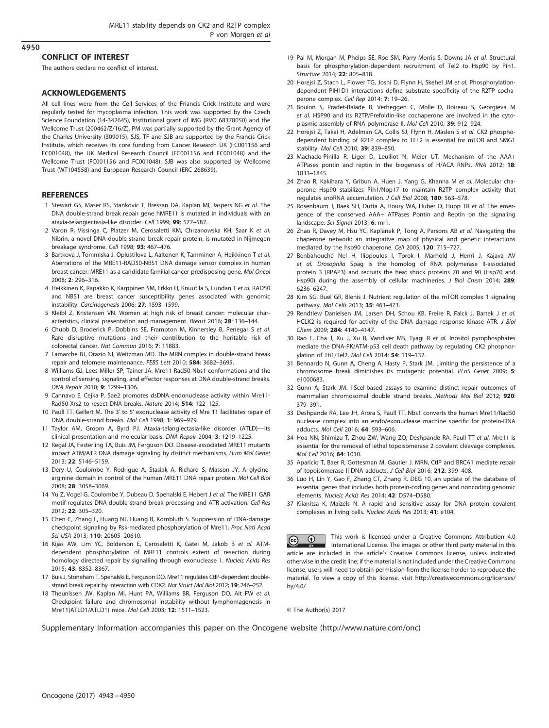## CONFLICT OF INTEREST

The authors declare no conflict of interest.

## ACKNOWLEDGEMENTS

All cell lines were from the Cell Services of the Friancis Crick Institute and were regularly tested for mycoplasma infection. This work was supported by the Czech Science Foundation (14-34264S), Institutional grant of IMG (RVO 68378050) and the Wellcome Trust (200462/Z/16/Z). PM was partially supported by the Grant Agency of the Charles University (309015). SJS, TF and SJB are supported by the Francis Crick Institute, which receives its core funding from Cancer Research UK (FC001156 and FC001048), the UK Medical Research Council (FC001156 and FC001048) and the Wellcome Trust (FC001156 and FC001048). SJB was also supported by Wellcome Trust (WT104558) and European Research Council (ERC 268639).

## REFERENCES

1 Stewart GS, Maser RS, Stankovic T, Bressan DA, Kaplan MI, Jaspers NG *et al.* The DNA double-strand break repair gene hMRE11 is mutated in individuals with an ataxia-telangiectasia-like disorder. *Cell* 1999; **99**: 577–587.

2 Varon R, Vissinga C, Platzer M, Cerosaletti KM, Chrzanowska KH, Saar K *et al.* Nibrin, a novel DNA double-strand break repair protein, is mutated in Nijmegen breakage syndrome. *Cell* 1998; **93**: 467–476.

3 Bartkova J, Tommiska J, Oplustilova L, Aaltonen K, Tamminen A, Heikkinen T *et al.* Aberrations of the MRE11-RAD50-NBS1 DNA damage sensor complex in human breast cancer: MRE11 as a candidate familial cancer-predisposing gene. *Mol Oncol* 2008; **2**: 296–316.

4 Heikkinen K, Rapakko K, Karppinen SM, Erkko H, Knuutila S, Lundan T *et al.* RAD50 and NBS1 are breast cancer susceptibility genes associated with genomic instability. *Carcinogenesis* 2006; **27**: 1593–1599.

5 Kleibl Z, Kristensen VN. Women at high risk of breast cancer: molecular characteristics, clinical presentation and management. *Breast* 2016; **28**: 136–144.

6 Chubb D, Broderick P, Dobbins SE, Frampton M, Kinnersley B, Penegar S *et al.* Rare disruptive mutations and their contribution to the heritable risk of colorectal cancer. *Nat Commun* 2016; **7**: 11883.

7 Lamarche BJ, Orazio NI, Weitzman MD. The MRN complex in double-strand break repair and telomere maintenance. *FEBS Lett* 2010; **584**: 3682–3695.

8 Williams GJ, Lees-Miller SP, Tainer JA. Mre11-Rad50-Nbs1 conformations and the control of sensing, signaling, and effector responses at DNA double-strand breaks. *DNA Repair* 2010; **9**: 1299–1306.

9 Cannavo E, Cejka P. Sae2 promotes dsDNA endonuclease activity within Mre11-Rad50-Xrs2 to resect DNA breaks. *Nature* 2014; **514**: 122–125.

10 Paull TT, Gellert M. The 3' to 5' exonuclease activity of Mre 11 facilitates repair of DNA double-strand breaks. *Mol Cell* 1998; **1**: 969–979.

11 Taylor AM, Groom A, Byrd PJ. Ataxia-telangiectasia-like disorder (ATLD)—its clinical presentation and molecular basis. *DNA Repair* 2004; **3**: 1219–1225.

12 Regal JA, Festerling TA, Buis JM, Ferguson DO. Disease-associated MRE11 mutants impact ATM/ATR DNA damage signaling by distinct mechanisms. *Hum Mol Genet* 2013; **22**: 5146–5159.

13 Dery U, Coulombe Y, Rodrigue A, Stasiak A, Richard S, Masson JY. A glycine-arginine domain in control of the human MRE11 DNA repair protein. *Mol Cell Biol* 2008; **28**: 3058–3069.

14 Yu Z, Vogel G, Coulombe Y, Dubeau D, Spehalski E, Hebert J *et al.* The MRE11 GAR motif regulates DNA double-strand break processing and ATR activation. *Cell Res* 2012; **22**: 305–320.

15 Chen C, Zhang L, Huang NJ, Huang B, Kornbluth S. Suppression of DNA-damage checkpoint signaling by Rsk-mediated phosphorylation of Mre11. *Proc Natl Acad Sci USA* 2013; **110**: 20605–20610.

16 Kijas AW, Lim YC, Bolderson E, Cerosaletti K, Gatei M, Jakob B *et al.* ATM-dependent phosphorylation of MRE11 controls extent of resection during homology directed repair by signalling through exonuclease 1. *Nucleic Acids Res* 2015; **43**: 8352–8367.

17 Buis J, Stoneham T, Spehalski E, Ferguson DO. Mre11 regulates CtIP-dependent double-strand break repair by interaction with CDK2. *Nat Struct Mol Biol* 2012; **19**: 246–252.

18 Theunissen JW, Kaplan MI, Hunt PA, Williams BR, Ferguson DO, Alt FW *et al.* Checkpoint failure and chromosomal instability without lymphomagenesis in Mre11(ATLD1/ATLD1) mice. *Mol Cell* 2003; **12**: 1511–1523.

19 Pal M, Morgan M, Phelps SE, Roe SM, Parry-Morris S, Downs JA *et al.* Structural basis for phosphorylation-dependent recruitment of Tel2 to Hsp90 by Pih1. *Structure* 2014; **22**: 805–818.

20 Horejsi Z, Stach L, Flower TG, Joshi D, Flynn H, Skehel JM *et al.* Phosphorylation-dependent PIH1D1 interactions define substrate specificity of the R2TP cochaperone complex. *Cell Rep* 2014; **7**: 19–26.

21 Boulon S, Pradet-Balade B, Verheggen C, Molle D, Boireau S, Georgieva M *et al.* HSP90 and its R2TP/Prefoldin-like cochaperone are involved in the cytoplasmic assembly of RNA polymerase II. *Mol Cell* 2010; **39**: 912–924.

22 Horejsi Z, Takai H, Adelman CA, Collis SJ, Flynn H, Maslen S *et al.* CK2 phospho-dependent binding of R2TP complex to TEL2 is essential for mTOR and SMG1 stability. *Mol Cell* 2010; **39**: 839–850.

23 Machado-Pinilla R, Liger D, Leulliot N, Meier UT. Mechanism of the AAA+ ATPases pontin and reptin in the biogenesis of H/ACA RNPs. *RNA* 2012; **18**: 1833–1845.

24 Zhao R, Kakihara Y, Gribun A, Huen J, Yang G, Khanna M *et al.* Molecular chaperone Hsp90 stabilizes Pih1/Nop17 to maintain R2TP complex activity that regulates snoRNA accumulation. *J Cell Biol* 2008; **180**: 563–578.

25 Rosenbaum J, Baek SH, Dutta A, Houry WA, Huber O, Hupp TR *et al.* The emergence of the conserved AAA+ ATPases Pontin and Reptin on the signaling landscape. *Sci Signal* 2013; **6**: mr1.

26 Zhao R, Davey M, Hsu YC, Kaplanek P, Tong A, Parsons AB *et al.* Navigating the chaperone network: an integrative map of physical and genetic interactions mediated by the hsp90 chaperone. *Cell* 2005; **120**: 715–727.

27 Benbahouche Nel H, Iliopoulos I, Torok I, Marhold J, Henri J, Kajava AV *et al. Drosophila* Spag is the homolog of RNA polymerase II-associated protein 3 (RPAP3) and recruits the heat shock proteins 70 and 90 (Hsp70 and Hsp90) during the assembly of cellular machineries. *J Biol Chem* 2014; **289**: 6236–6247.

28 Kim SG, Buel GR, Blenis J. Nutrient regulation of the mTOR complex 1 signaling pathway. *Mol Cells* 2013; **35**: 463–473.

29 Rendtlew Danielsen JM, Larsen DH, Schou KB, Freire R, Falck J, Bartek J *et al.* HCLK2 is required for activity of the DNA damage response kinase ATR. *J Biol Chem* 2009; **284**: 4140–4147.

30 Rao F, Cha J, Xu J, Xu R, Vandiver MS, Tyagi R *et al.* Inositol pyrophosphates mediate the DNA-PK/ATM-p53 cell death pathway by regulating CK2 phosphorylation of Tti1/Tel2. *Mol Cell* 2014; **54**: 119–132.

31 Bennardo N, Gunn A, Cheng A, Hasty P, Stark JM. Limiting the persistence of a chromosome break diminishes its mutagenic potential. *PLoS Genet* 2009; **5**: e1000683.

32 Gunn A, Stark JM. I-SceI-based assays to examine distinct repair outcomes of mammalian chromosomal double strand breaks. *Methods Mol Biol* 2012; **920**: 379–391.

33 Deshpande RA, Lee JH, Arora S, Paull TT. Nbs1 converts the human Mre11/Rad50 nuclease complex into an endo/exonuclease machine specific for protein-DNA adducts. *Mol Cell* 2016; **64**: 593–606.

34 Hoa NN, Shimizu T, Zhou ZW, Wang ZQ, Deshpande RA, Paull TT *et al.* Mre11 is essential for the removal of lethal topoisomerase 2 covalent cleavage complexes. *Mol Cell* 2016; **64**: 1010.

35 Aparicio T, Baer R, Gottesman M, Gautier J. MRN, CtIP and BRCA1 mediate repair of topoisomerase II-DNA adducts. *J Cell Biol* 2016; **212**: 399–408.

36 Luo H, Lin Y, Gao F, Zhang CT, Zhang R. DEG 10, an update of the database of essential genes that includes both protein-coding genes and noncoding genomic elements. *Nucleic Acids Res* 2014; **42**: D574–D580.

37 Kiianitsa K, Maizels N. A rapid and sensitive assay for DNA–protein covalent complexes in living cells. *Nucleic Acids Res* 2013; **41**: e104.

This work is licensed under a Creative Commons Attribution 4.0 International License. The images or other third party material in this article are included in the article's Creative Commons license, unless indicated otherwise in the credit line; if the material is not included under the Creative Commons license, users will need to obtain permission from the license holder to reproduce the material. To view a copy of this license, visit http://creativecommons.org/licenses/by/4.0/

© The Author(s) 2017

Supplementary Information accompanies this paper on the Oncogene website (http://www.nature.com/onc)